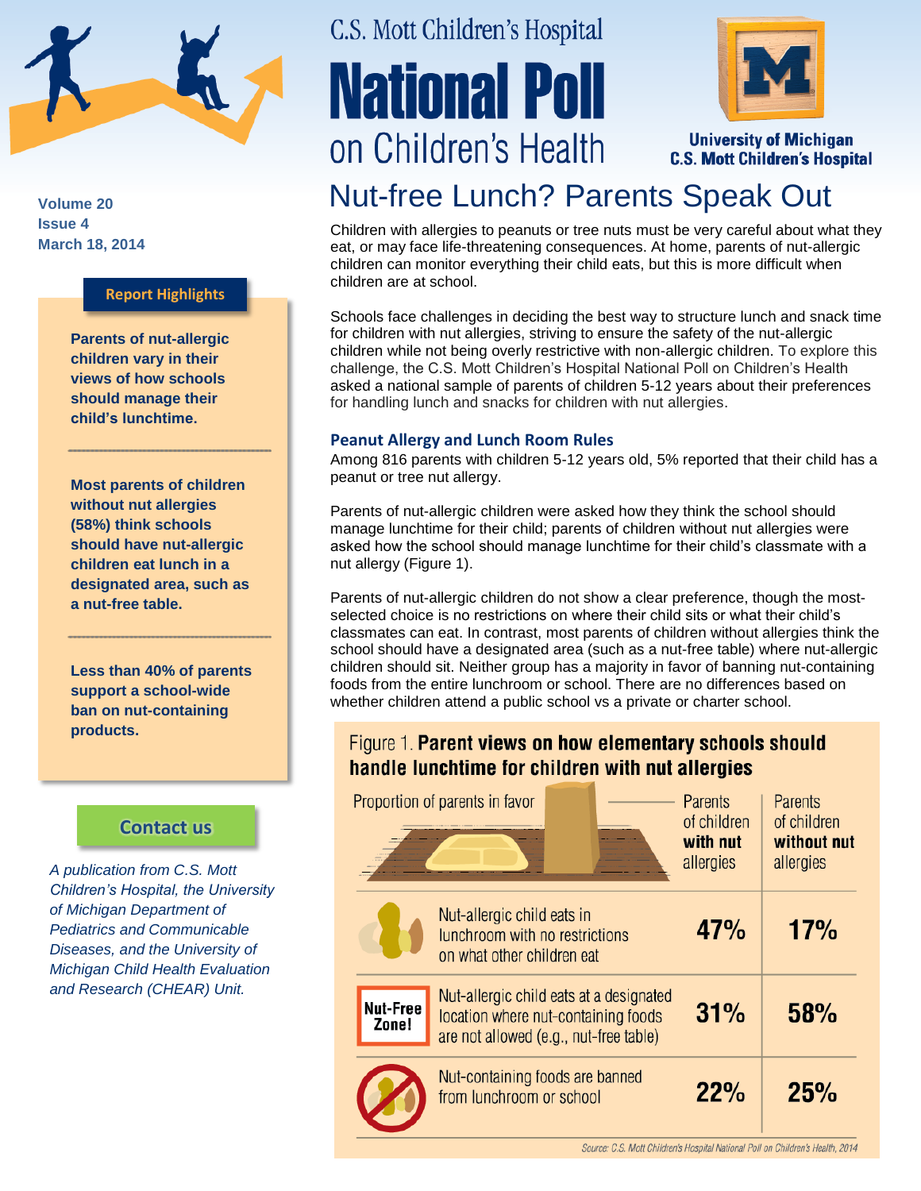# C.S. Mott Children's Hospital National Poll on Children's Health

University of Michigan C.S. Mott Children's Hospital

Volume 20
Issue 4
March 18, 2014

## Nut-free Lunch? Parents Speak Out

**Report Highlights**

**Parents of nut-allergic children vary in their views of how schools should manage their child's lunchtime.**

**Most parents of children without nut allergies (58%) think schools should have nut-allergic children eat lunch in a designated area, such as a nut-free table.**

**Less than 40% of parents support a school-wide ban on nut-containing products.**

Contact us

*A publication from C.S. Mott Children's Hospital, the University of Michigan Department of Pediatrics and Communicable Diseases, and the University of Michigan Child Health Evaluation and Research (CHEAR) Unit.*

Children with allergies to peanuts or tree nuts must be very careful about what they eat, or may face life-threatening consequences. At home, parents of nut-allergic children can monitor everything their child eats, but this is more difficult when children are at school.

Schools face challenges in deciding the best way to structure lunch and snack time for children with nut allergies, striving to ensure the safety of the nut-allergic children while not being overly restrictive with non-allergic children. To explore this challenge, the C.S. Mott Children's Hospital National Poll on Children's Health asked a national sample of parents of children 5-12 years about their preferences for handling lunch and snacks for children with nut allergies.

### Peanut Allergy and Lunch Room Rules

Among 816 parents with children 5-12 years old, 5% reported that their child has a peanut or tree nut allergy.

Parents of nut-allergic children were asked how they think the school should manage lunchtime for their child; parents of children without nut allergies were asked how the school should manage lunchtime for their child's classmate with a nut allergy (Figure 1).

Parents of nut-allergic children do not show a clear preference, though the most-selected choice is no restrictions on where their child sits or what their child's classmates can eat. In contrast, most parents of children without allergies think the school should have a designated area (such as a nut-free table) where nut-allergic children should sit. Neither group has a majority in favor of banning nut-containing foods from the entire lunchroom or school. There are no differences based on whether children attend a public school vs a private or charter school.

Figure 1. **Parent views on how elementary schools should handle lunchtime for children with nut allergies**

| Proportion of parents in favor | Parents of children **with nut** allergies | Parents of children **without nut** allergies |
|---|---|---|
| Nut-allergic child eats in lunchroom with no restrictions on what other children eat | 47% | 17% |
| Nut-allergic child eats at a designated location where nut-containing foods are not allowed (e.g., nut-free table) | 31% | 58% |
| Nut-containing foods are banned from lunchroom or school | 22% | 25% |

Source: C.S. Mott Children's Hospital National Poll on Children's Health, 2014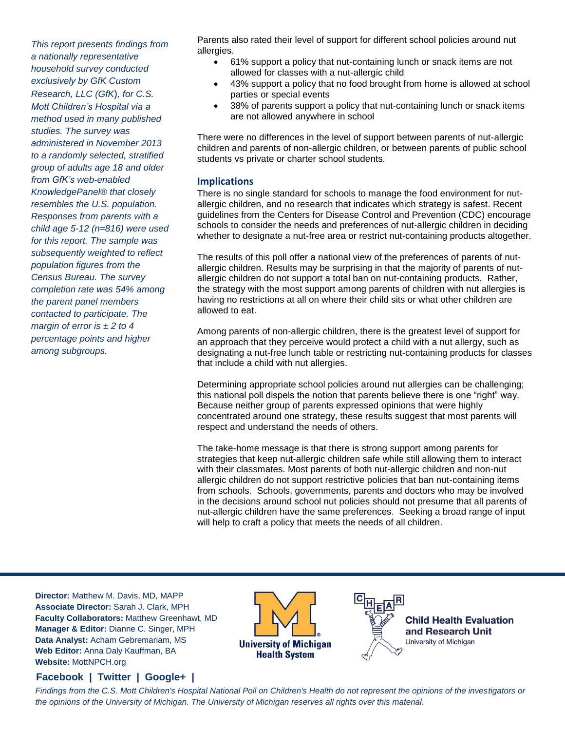*This report presents findings from a nationally representative household survey conducted exclusively by GfK Custom Research, LLC (GfK), for C.S. Mott Children's Hospital via a method used in many published studies. The survey was administered in November 2013 to a randomly selected, stratified group of adults age 18 and older from GfK's web-enabled KnowledgePanel® that closely resembles the U.S. population. Responses from parents with a child age 5-12 (n=816) were used for this report. The sample was subsequently weighted to reflect population figures from the Census Bureau. The survey completion rate was 54% among the parent panel members contacted to participate. The margin of error is ± 2 to 4 percentage points and higher among subgroups.*

Parents also rated their level of support for different school policies around nut allergies.

- 61% support a policy that nut-containing lunch or snack items are not allowed for classes with a nut-allergic child
- 43% support a policy that no food brought from home is allowed at school parties or special events
- 38% of parents support a policy that nut-containing lunch or snack items are not allowed anywhere in school

There were no differences in the level of support between parents of nut-allergic children and parents of non-allergic children, or between parents of public school students vs private or charter school students.

## Implications

There is no single standard for schools to manage the food environment for nut-allergic children, and no research that indicates which strategy is safest. Recent guidelines from the Centers for Disease Control and Prevention (CDC) encourage schools to consider the needs and preferences of nut-allergic children in deciding whether to designate a nut-free area or restrict nut-containing products altogether.

The results of this poll offer a national view of the preferences of parents of nut-allergic children. Results may be surprising in that the majority of parents of nut-allergic children do not support a total ban on nut-containing products. Rather, the strategy with the most support among parents of children with nut allergies is having no restrictions at all on where their child sits or what other children are allowed to eat.

Among parents of non-allergic children, there is the greatest level of support for an approach that they perceive would protect a child with a nut allergy, such as designating a nut-free lunch table or restricting nut-containing products for classes that include a child with nut allergies.

Determining appropriate school policies around nut allergies can be challenging; this national poll dispels the notion that parents believe there is one "right" way. Because neither group of parents expressed opinions that were highly concentrated around one strategy, these results suggest that most parents will respect and understand the needs of others.

The take-home message is that there is strong support among parents for strategies that keep nut-allergic children safe while still allowing them to interact with their classmates. Most parents of both nut-allergic children and non-nut allergic children do not support restrictive policies that ban nut-containing items from schools. Schools, governments, parents and doctors who may be involved in the decisions around school nut policies should not presume that all parents of nut-allergic children have the same preferences. Seeking a broad range of input will help to craft a policy that meets the needs of all children.

**Director:** Matthew M. Davis, MD, MAPP
**Associate Director:** Sarah J. Clark, MPH
**Faculty Collaborators:** Matthew Greenhawt, MD
**Manager & Editor:** Dianne C. Singer, MPH
**Data Analyst:** Acham Gebremariam, MS
**Web Editor:** Anna Daly Kauffman, BA
**Website:** MottNPCH.org

University of Michigan Health System

CHEAR Child Health Evaluation and Research Unit, University of Michigan

**Facebook | Twitter | Google+ |**

*Findings from the C.S. Mott Children's Hospital National Poll on Children's Health do not represent the opinions of the investigators or the opinions of the University of Michigan. The University of Michigan reserves all rights over this material.*